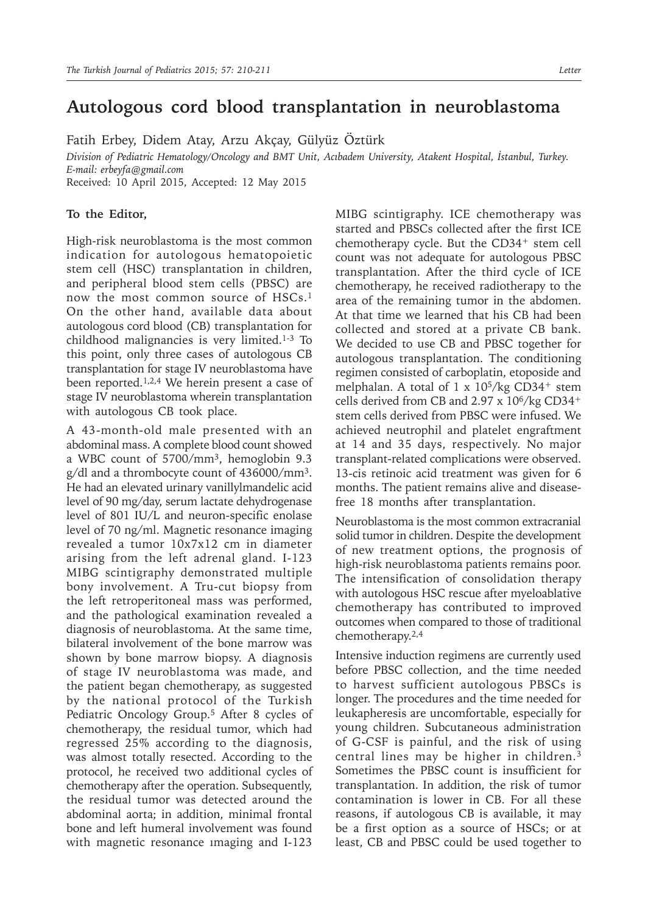# Autologous cord blood transplantation in neuroblastoma

Fatih Erbey, Didem Atay, Arzu Akçay, Gülyüz Öztürk

*Division of Pediatric Hematology/Oncology and BMT Unit, Acıbadem University, Atakent Hospital, İstanbul, Turkey. E-mail: erbeyfa@gmail.com*

Received: 10 April 2015, Accepted: 12 May 2015

**To the Editor,**

High-risk neuroblastoma is the most common indication for autologous hematopoietic stem cell (HSC) transplantation in children, and peripheral blood stem cells (PBSC) are now the most common source of HSCs.[1] On the other hand, available data about autologous cord blood (CB) transplantation for childhood malignancies is very limited.[1-3] To this point, only three cases of autologous CB transplantation for stage IV neuroblastoma have been reported.[1,2,4] We herein present a case of stage IV neuroblastoma wherein transplantation with autologous CB took place.

A 43-month-old male presented with an abdominal mass. A complete blood count showed a WBC count of 5700/mm$^3$, hemoglobin 9.3 g/dl and a thrombocyte count of 436000/mm$^3$. He had an elevated urinary vanillylmandelic acid level of 90 mg/day, serum lactate dehydrogenase level of 801 IU/L and neuron-specific enolase level of 70 ng/ml. Magnetic resonance imaging revealed a tumor 10x7x12 cm in diameter arising from the left adrenal gland. I-123 MIBG scintigraphy demonstrated multiple bony involvement. A Tru-cut biopsy from the left retroperitoneal mass was performed, and the pathological examination revealed a diagnosis of neuroblastoma. At the same time, bilateral involvement of the bone marrow was shown by bone marrow biopsy. A diagnosis of stage IV neuroblastoma was made, and the patient began chemotherapy, as suggested by the national protocol of the Turkish Pediatric Oncology Group.[5] After 8 cycles of chemotherapy, the residual tumor, which had regressed 25% according to the diagnosis, was almost totally resected. According to the protocol, he received two additional cycles of chemotherapy after the operation. Subsequently, the residual tumor was detected around the abdominal aorta; in addition, minimal frontal bone and left humeral involvement was found with magnetic resonance ımaging and I-123 MIBG scintigraphy. ICE chemotherapy was started and PBSCs collected after the first ICE chemotherapy cycle. But the CD34$^+$ stem cell count was not adequate for autologous PBSC transplantation. After the third cycle of ICE chemotherapy, he received radiotherapy to the area of the remaining tumor in the abdomen. At that time we learned that his CB had been collected and stored at a private CB bank. We decided to use CB and PBSC together for autologous transplantation. The conditioning regimen consisted of carboplatin, etoposide and melphalan. A total of 1 x 10$^5$/kg CD34$^+$ stem cells derived from CB and 2.97 x 10$^6$/kg CD34$^+$ stem cells derived from PBSC were infused. We achieved neutrophil and platelet engraftment at 14 and 35 days, respectively. No major transplant-related complications were observed. 13-cis retinoic acid treatment was given for 6 months. The patient remains alive and disease-free 18 months after transplantation.

Neuroblastoma is the most common extracranial solid tumor in children. Despite the development of new treatment options, the prognosis of high-risk neuroblastoma patients remains poor. The intensification of consolidation therapy with autologous HSC rescue after myeloablative chemotherapy has contributed to improved outcomes when compared to those of traditional chemotherapy.[2,4]

Intensive induction regimens are currently used before PBSC collection, and the time needed to harvest sufficient autologous PBSCs is longer. The procedures and the time needed for leukapheresis are uncomfortable, especially for young children. Subcutaneous administration of G-CSF is painful, and the risk of using central lines may be higher in children.[3] Sometimes the PBSC count is insufficient for transplantation. In addition, the risk of tumor contamination is lower in CB. For all these reasons, if autologous CB is available, it may be a first option as a source of HSCs; or at least, CB and PBSC could be used together to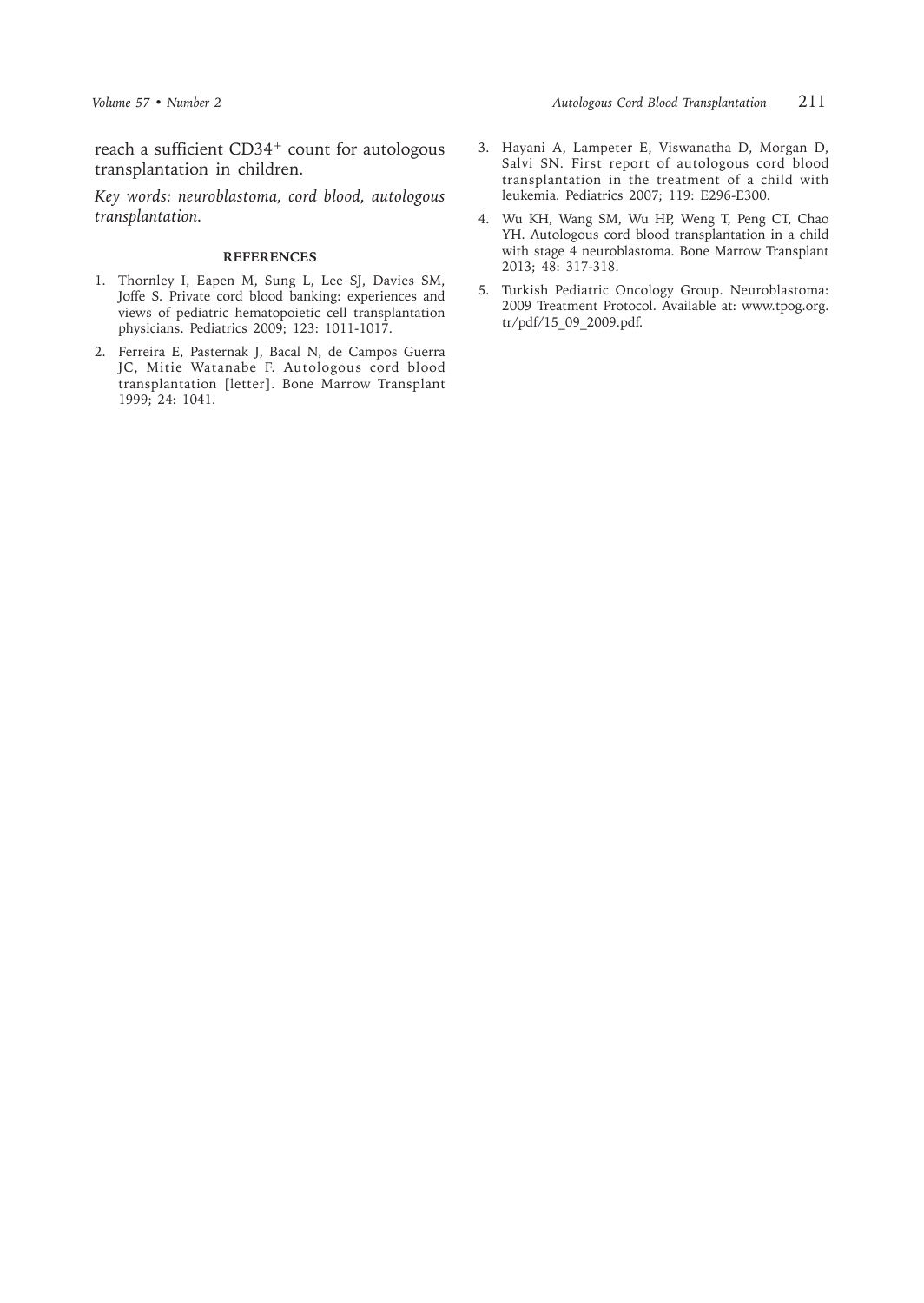reach a sufficient $CD34^{+}$ count for autologous transplantation in children.

*Key words: neuroblastoma, cord blood, autologous transplantation.*

## REFERENCES

1. Thornley I, Eapen M, Sung L, Lee SJ, Davies SM, Joffe S. Private cord blood banking: experiences and views of pediatric hematopoietic cell transplantation physicians. Pediatrics 2009; 123: 1011-1017.
2. Ferreira E, Pasternak J, Bacal N, de Campos Guerra JC, Mitie Watanabe F. Autologous cord blood transplantation [letter]. Bone Marrow Transplant 1999; 24: 1041.
3. Hayani A, Lampeter E, Viswanatha D, Morgan D, Salvi SN. First report of autologous cord blood transplantation in the treatment of a child with leukemia. Pediatrics 2007; 119: E296-E300.
4. Wu KH, Wang SM, Wu HP, Weng T, Peng CT, Chao YH. Autologous cord blood transplantation in a child with stage 4 neuroblastoma. Bone Marrow Transplant 2013; 48: 317-318.
5. Turkish Pediatric Oncology Group. Neuroblastoma: 2009 Treatment Protocol. Available at: www.tpog.org.tr/pdf/15_09_2009.pdf.